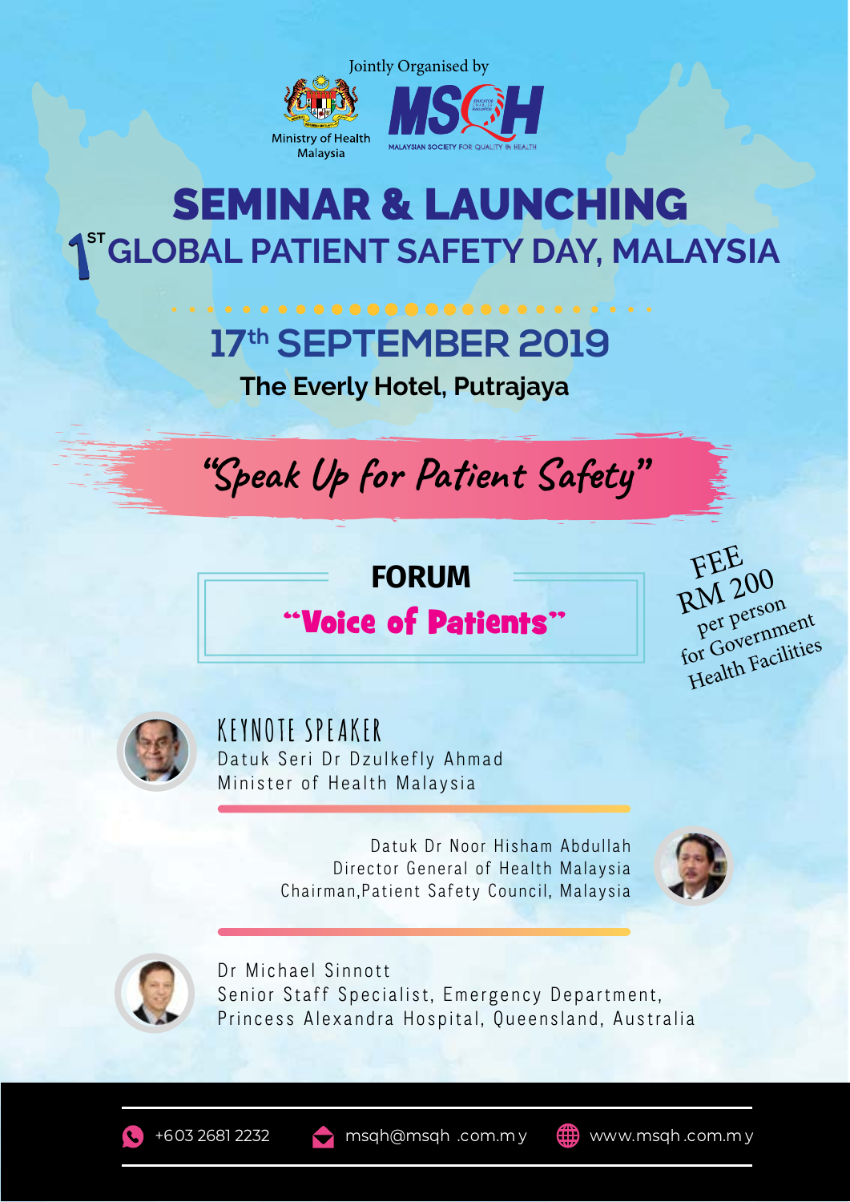Jointly Organised by

Ministry of Health Malaysia

MSQH
MALAYSIAN SOCIETY FOR QUALITY IN HEALTH

# SEMINAR & LAUNCHING
## 1ST GLOBAL PATIENT SAFETY DAY, MALAYSIA

## 17th SEPTEMBER 2019

**The Everly Hotel, Putrajaya**

*"Speak Up for Patient Safety"*

### FORUM

**"Voice of Patients"**

FEE
RM 200
per person
for Government
Health Facilities

KEYNOTE SPEAKER
Datuk Seri Dr Dzulkefly Ahmad
Minister of Health Malaysia

Datuk Dr Noor Hisham Abdullah
Director General of Health Malaysia
Chairman,Patient Safety Council, Malaysia

Dr Michael Sinnott
Senior Staff Specialist, Emergency Department,
Princess Alexandra Hospital, Queensland, Australia

+603 2681 2232 | msqh@msqh.com.my | www.msqh.com.my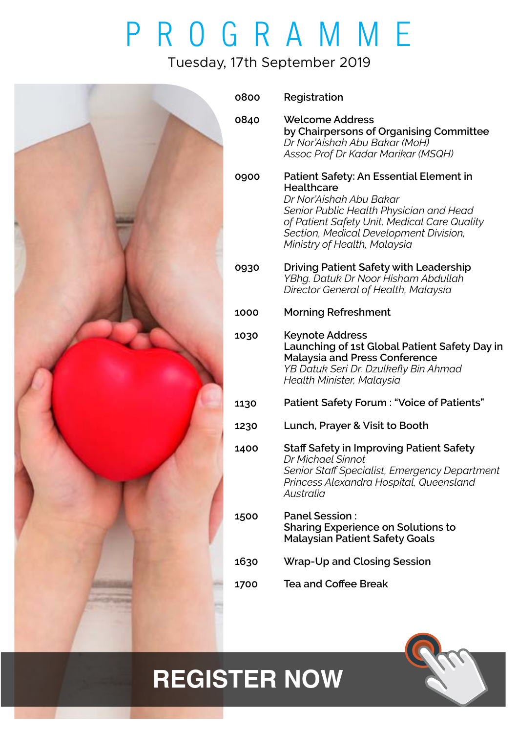# PROGRAMME

Tuesday, 17th September 2019

| | |
|---|---|
| 0800 | **Registration** |
| 0840 | **Welcome Address by Chairpersons of Organising Committee**<br>*Dr Nor'Aishah Abu Bakar (MoH)*<br>*Assoc Prof Dr Kadar Marikar (MSQH)* |
| 0900 | **Patient Safety: An Essential Element in Healthcare**<br>*Dr Nor'Aishah Abu Bakar*<br>*Senior Public Health Physician and Head of Patient Safety Unit, Medical Care Quality Section, Medical Development Division, Ministry of Health, Malaysia* |
| 0930 | **Driving Patient Safety with Leadership**<br>*YBhg. Datuk Dr Noor Hisham Abdullah*<br>*Director General of Health, Malaysia* |
| 1000 | **Morning Refreshment** |
| 1030 | **Keynote Address Launching of 1st Global Patient Safety Day in Malaysia and Press Conference**<br>*YB Datuk Seri Dr. Dzulkefly Bin Ahmad*<br>*Health Minister, Malaysia* |
| 1130 | **Patient Safety Forum : "Voice of Patients"** |
| 1230 | **Lunch, Prayer & Visit to Booth** |
| 1400 | **Staff Safety in Improving Patient Safety**<br>*Dr Michael Sinnot*<br>*Senior Staff Specialist, Emergency Department Princess Alexandra Hospital, Queensland Australia* |
| 1500 | **Panel Session : Sharing Experience on Solutions to Malaysian Patient Safety Goals** |
| 1630 | **Wrap-Up and Closing Session** |
| 1700 | **Tea and Coffee Break** |

**REGISTER NOW**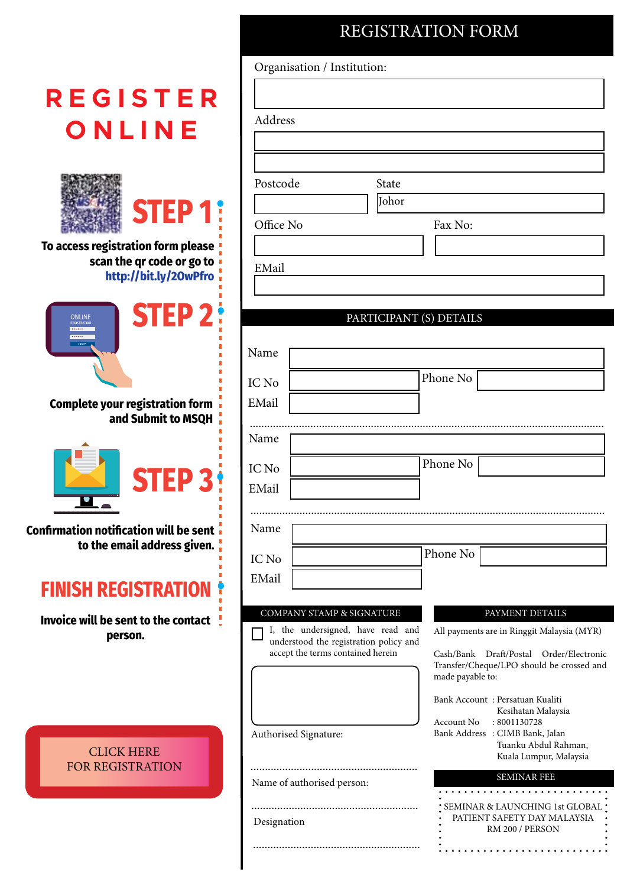# REGISTER ONLINE

## STEP 1

To access registration form please scan the qr code or go to **http://bit.ly/2OwPfro**

## STEP 2

Complete your registration form and Submit to MSQH

## STEP 3

Confirmation notification will be sent to the email address given.

## FINISH REGISTRATION

Invoice will be sent to the contact person.

CLICK HERE FOR REGISTRATION

# REGISTRATION FORM

Organisation / Institution:

Address

Postcode

State: Johor

Office No

Fax No:

EMail

## PARTICIPANT (S) DETAILS

Name

IC No

Phone No

EMail

Name

IC No

Phone No

EMail

Name

IC No

Phone No

EMail

## COMPANY STAMP & SIGNATURE

☐ I, the undersigned, have read and understood the registration policy and accept the terms contained herein

Authorised Signature:

Name of authorised person:

Designation

## PAYMENT DETAILS

All payments are in Ringgit Malaysia (MYR)

Cash/Bank Draft/Postal Order/Electronic Transfer/Cheque/LPO should be crossed and made payable to:

Bank Account : Persatuan Kualiti Kesihatan Malaysia
Account No : 8001130728
Bank Address : CIMB Bank, Jalan Tuanku Abdul Rahman, Kuala Lumpur, Malaysia

## SEMINAR FEE

SEMINAR & LAUNCHING 1st GLOBAL PATIENT SAFETY DAY MALAYSIA
RM 200 / PERSON